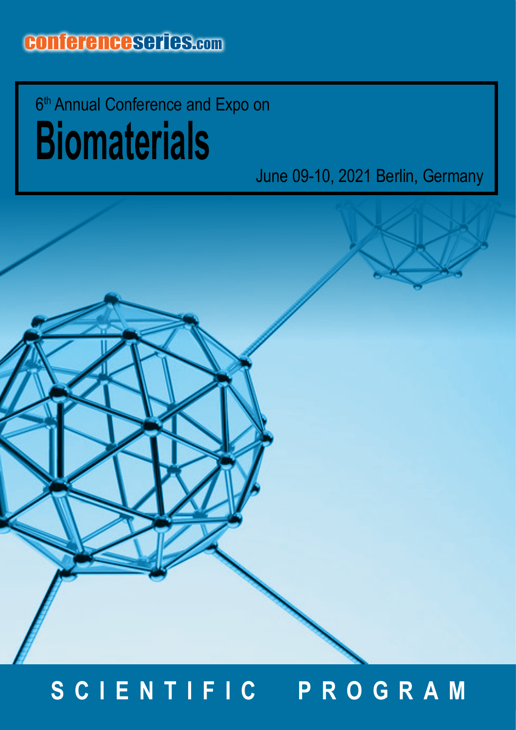conferenceseries.com

6th Annual Conference and Expo on

# Biomaterials

June 09-10, 2021 Berlin, Germany

## SCIENTIFIC PROGRAM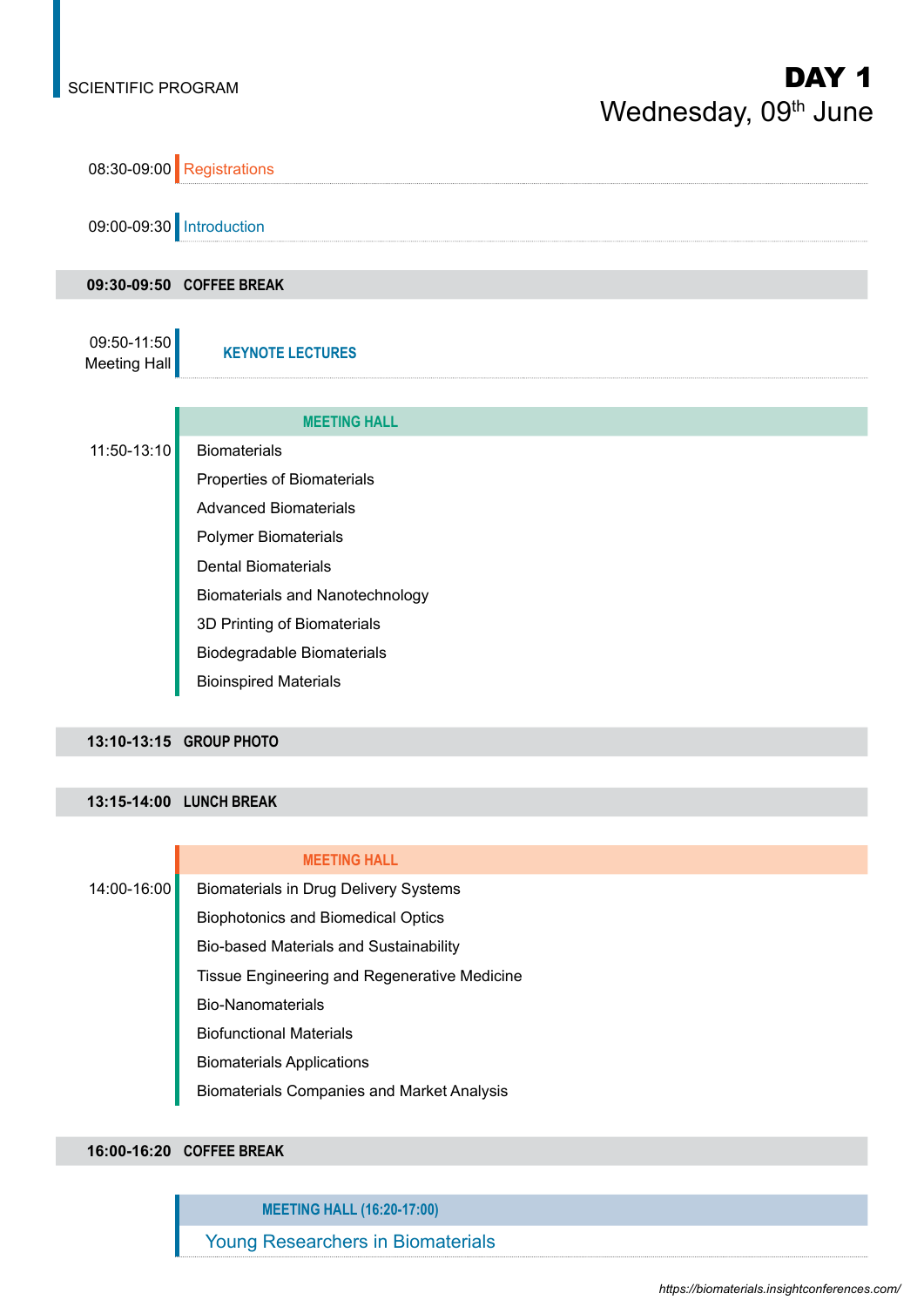SCIENTIFIC PROGRAM

# DAY 1
## Wednesday, 09th June

08:30-09:00 Registrations

09:00-09:30 Introduction

**09:30-09:50 COFFEE BREAK**

09:50-11:50 Meeting Hall — **KEYNOTE LECTURES**

**MEETING HALL**

11:50-13:10

- Biomaterials
- Properties of Biomaterials
- Advanced Biomaterials
- Polymer Biomaterials
- Dental Biomaterials
- Biomaterials and Nanotechnology
- 3D Printing of Biomaterials
- Biodegradable Biomaterials
- Bioinspired Materials

**13:10-13:15 GROUP PHOTO**

**13:15-14:00 LUNCH BREAK**

**MEETING HALL**

14:00-16:00

- Biomaterials in Drug Delivery Systems
- Biophotonics and Biomedical Optics
- Bio-based Materials and Sustainability
- Tissue Engineering and Regenerative Medicine
- Bio-Nanomaterials
- Biofunctional Materials
- Biomaterials Applications
- Biomaterials Companies and Market Analysis

**16:00-16:20 COFFEE BREAK**

**MEETING HALL (16:20-17:00)**

Young Researchers in Biomaterials

*https://biomaterials.insightconferences.com/*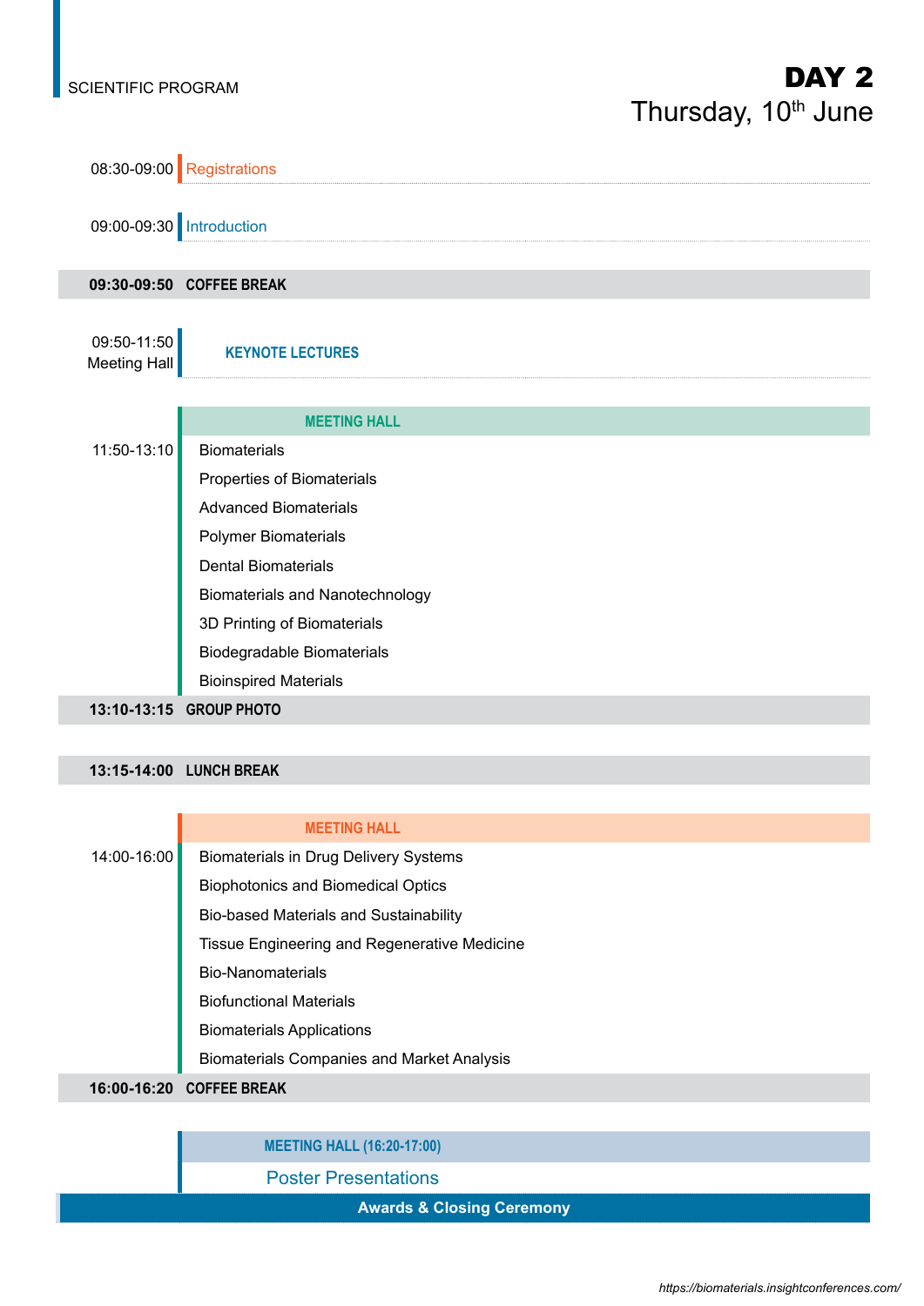SCIENTIFIC PROGRAM

# DAY 2
## Thursday, 10th June

| Time | Session |
|---|---|
| 08:30-09:00 | Registrations |
| 09:00-09:30 | Introduction |
| **09:30-09:50** | **COFFEE BREAK** |
| 09:50-11:50 Meeting Hall | **KEYNOTE LECTURES** |
| | **MEETING HALL** |
| 11:50-13:10 | Biomaterials |
| | Properties of Biomaterials |
| | Advanced Biomaterials |
| | Polymer Biomaterials |
| | Dental Biomaterials |
| | Biomaterials and Nanotechnology |
| | 3D Printing of Biomaterials |
| | Biodegradable Biomaterials |
| | Bioinspired Materials |
| **13:10-13:15** | **GROUP PHOTO** |
| **13:15-14:00** | **LUNCH BREAK** |
| | **MEETING HALL** |
| 14:00-16:00 | Biomaterials in Drug Delivery Systems |
| | Biophotonics and Biomedical Optics |
| | Bio-based Materials and Sustainability |
| | Tissue Engineering and Regenerative Medicine |
| | Bio-Nanomaterials |
| | Biofunctional Materials |
| | Biomaterials Applications |
| | Biomaterials Companies and Market Analysis |
| **16:00-16:20** | **COFFEE BREAK** |
| | **MEETING HALL (16:20-17:00)** |
| | Poster Presentations |
| | **Awards & Closing Ceremony** |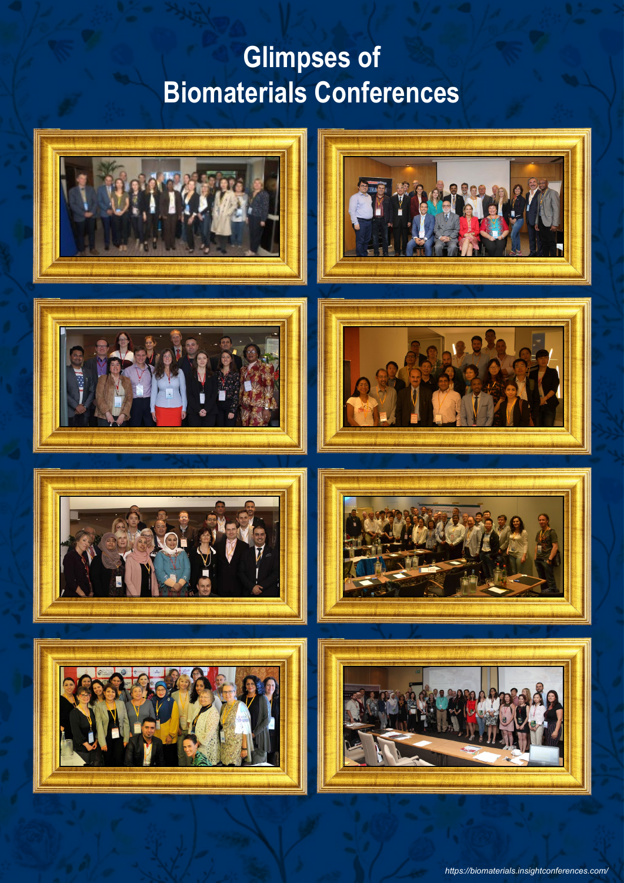# Glimpses of Biomaterials Conferences

https://biomaterials.insightconferences.com/